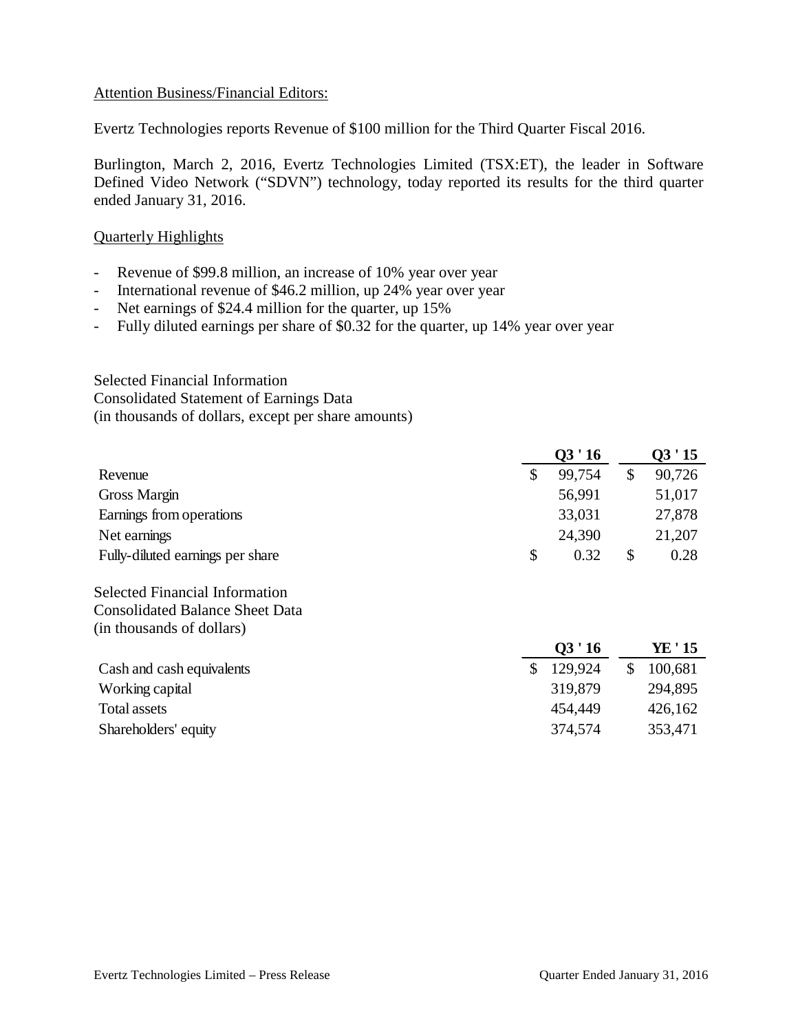Attention Business/Financial Editors:

Evertz Technologies reports Revenue of $100 million for the Third Quarter Fiscal 2016.

Burlington, March 2, 2016, Evertz Technologies Limited (TSX:ET), the leader in Software Defined Video Network ("SDVN") technology, today reported its results for the third quarter ended January 31, 2016.

Quarterly Highlights

- Revenue of $99.8 million, an increase of 10% year over year
- International revenue of $46.2 million, up 24% year over year
- Net earnings of $24.4 million for the quarter, up 15%
- Fully diluted earnings per share of $0.32 for the quarter, up 14% year over year

Selected Financial Information
Consolidated Statement of Earnings Data
(in thousands of dollars, except per share amounts)

| | Q3 ' 16 | Q3 ' 15 |
|---|---|---|
| Revenue | $ 99,754 | $ 90,726 |
| Gross Margin | 56,991 | 51,017 |
| Earnings from operations | 33,031 | 27,878 |
| Net earnings | 24,390 | 21,207 |
| Fully-diluted earnings per share | $ 0.32 | $ 0.28 |

Selected Financial Information
Consolidated Balance Sheet Data
(in thousands of dollars)

| | Q3 ' 16 | YE ' 15 |
|---|---|---|
| Cash and cash equivalents | $ 129,924 | $ 100,681 |
| Working capital | 319,879 | 294,895 |
| Total assets | 454,449 | 426,162 |
| Shareholders' equity | 374,574 | 353,471 |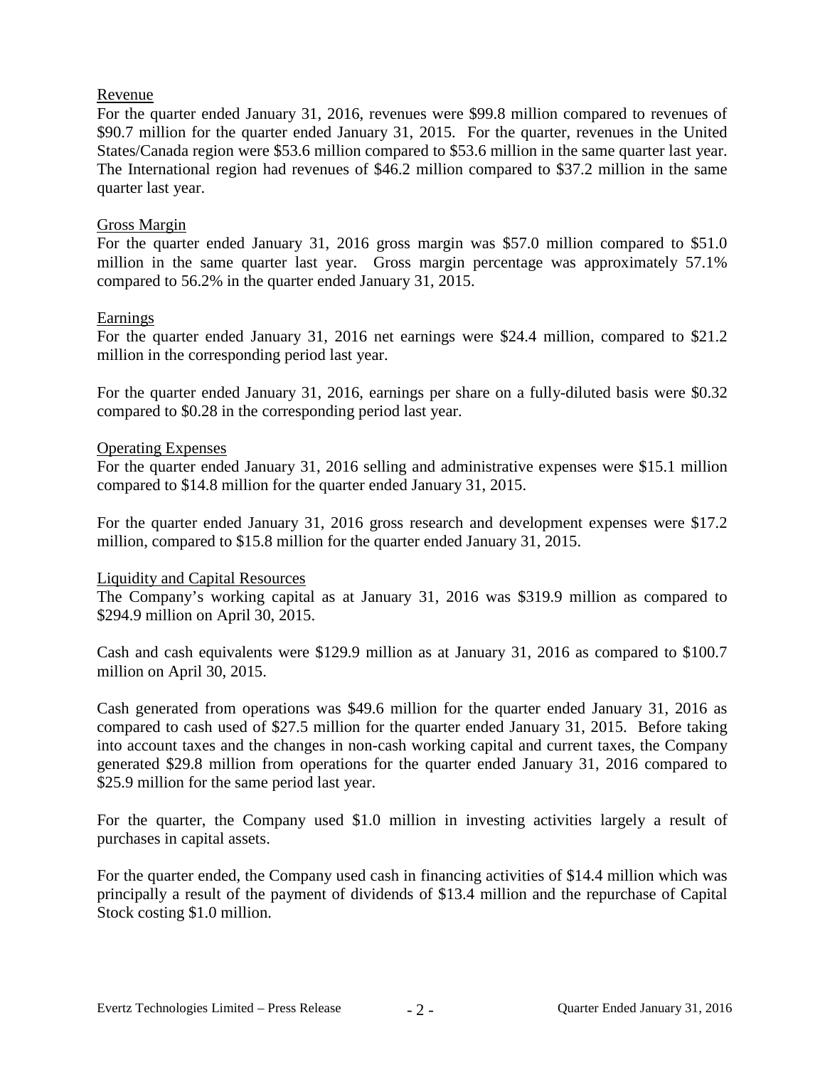<u>Revenue</u>

For the quarter ended January 31, 2016, revenues were $99.8 million compared to revenues of $90.7 million for the quarter ended January 31, 2015. For the quarter, revenues in the United States/Canada region were $53.6 million compared to $53.6 million in the same quarter last year. The International region had revenues of $46.2 million compared to $37.2 million in the same quarter last year.

<u>Gross Margin</u>

For the quarter ended January 31, 2016 gross margin was $57.0 million compared to $51.0 million in the same quarter last year. Gross margin percentage was approximately 57.1% compared to 56.2% in the quarter ended January 31, 2015.

<u>Earnings</u>

For the quarter ended January 31, 2016 net earnings were $24.4 million, compared to $21.2 million in the corresponding period last year.

For the quarter ended January 31, 2016, earnings per share on a fully-diluted basis were $0.32 compared to $0.28 in the corresponding period last year.

<u>Operating Expenses</u>

For the quarter ended January 31, 2016 selling and administrative expenses were $15.1 million compared to $14.8 million for the quarter ended January 31, 2015.

For the quarter ended January 31, 2016 gross research and development expenses were $17.2 million, compared to $15.8 million for the quarter ended January 31, 2015.

<u>Liquidity and Capital Resources</u>

The Company's working capital as at January 31, 2016 was $319.9 million as compared to $294.9 million on April 30, 2015.

Cash and cash equivalents were $129.9 million as at January 31, 2016 as compared to $100.7 million on April 30, 2015.

Cash generated from operations was $49.6 million for the quarter ended January 31, 2016 as compared to cash used of $27.5 million for the quarter ended January 31, 2015. Before taking into account taxes and the changes in non-cash working capital and current taxes, the Company generated $29.8 million from operations for the quarter ended January 31, 2016 compared to $25.9 million for the same period last year.

For the quarter, the Company used $1.0 million in investing activities largely a result of purchases in capital assets.

For the quarter ended, the Company used cash in financing activities of $14.4 million which was principally a result of the payment of dividends of $13.4 million and the repurchase of Capital Stock costing $1.0 million.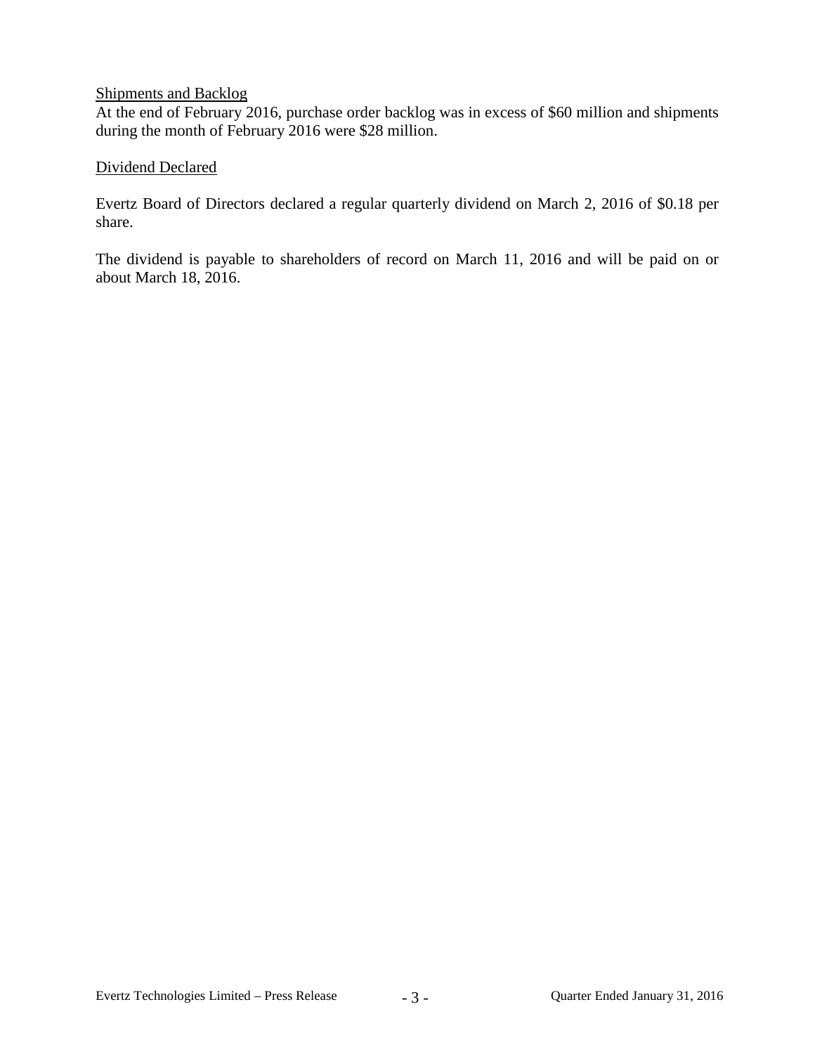## Shipments and Backlog

At the end of February 2016, purchase order backlog was in excess of $60 million and shipments during the month of February 2016 were $28 million.

## Dividend Declared

Evertz Board of Directors declared a regular quarterly dividend on March 2, 2016 of $0.18 per share.

The dividend is payable to shareholders of record on March 11, 2016 and will be paid on or about March 18, 2016.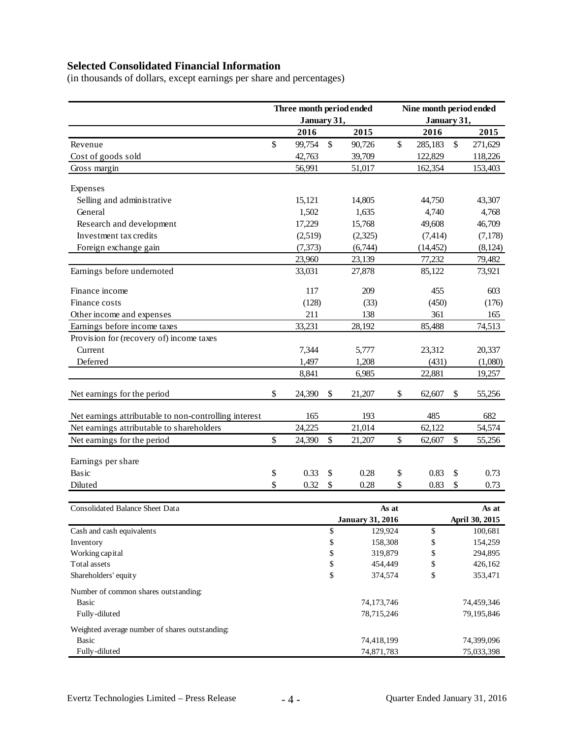## Selected Consolidated Financial Information

(in thousands of dollars, except earnings per share and percentages)

| | Three month period ended January 31, | | Nine month period ended January 31, | |
|---|---|---|---|---|
| | 2016 | 2015 | 2016 | 2015 |
| Revenue | $ 99,754 | $ 90,726 | $ 285,183 | $ 271,629 |
| Cost of goods sold | 42,763 | 39,709 | 122,829 | 118,226 |
| Gross margin | 56,991 | 51,017 | 162,354 | 153,403 |
| Expenses | | | | |
| Selling and administrative | 15,121 | 14,805 | 44,750 | 43,307 |
| General | 1,502 | 1,635 | 4,740 | 4,768 |
| Research and development | 17,229 | 15,768 | 49,608 | 46,709 |
| Investment tax credits | (2,519) | (2,325) | (7,414) | (7,178) |
| Foreign exchange gain | (7,373) | (6,744) | (14,452) | (8,124) |
| | 23,960 | 23,139 | 77,232 | 79,482 |
| Earnings before undernoted | 33,031 | 27,878 | 85,122 | 73,921 |
| Finance income | 117 | 209 | 455 | 603 |
| Finance costs | (128) | (33) | (450) | (176) |
| Other income and expenses | 211 | 138 | 361 | 165 |
| Earnings before income taxes | 33,231 | 28,192 | 85,488 | 74,513 |
| Provision for (recovery of) income taxes | | | | |
| Current | 7,344 | 5,777 | 23,312 | 20,337 |
| Deferred | 1,497 | 1,208 | (431) | (1,080) |
| | 8,841 | 6,985 | 22,881 | 19,257 |
| Net earnings for the period | $ 24,390 | $ 21,207 | $ 62,607 | $ 55,256 |
| Net earnings attributable to non-controlling interest | 165 | 193 | 485 | 682 |
| Net earnings attributable to shareholders | 24,225 | 21,014 | 62,122 | 54,574 |
| Net earnings for the period | $ 24,390 | $ 21,207 | $ 62,607 | $ 55,256 |
| Earnings per share | | | | |
| Basic | $ 0.33 | $ 0.28 | $ 0.83 | $ 0.73 |
| Diluted | $ 0.32 | $ 0.28 | $ 0.83 | $ 0.73 |

| Consolidated Balance Sheet Data | As at January 31, 2016 | As at April 30, 2015 |
|---|---|---|
| Cash and cash equivalents | $ 129,924 | $ 100,681 |
| Inventory | $ 158,308 | $ 154,259 |
| Working capital | $ 319,879 | $ 294,895 |
| Total assets | $ 454,449 | $ 426,162 |
| Shareholders' equity | $ 374,574 | $ 353,471 |
| Number of common shares outstanding: | | |
| Basic | 74,173,746 | 74,459,346 |
| Fully-diluted | 78,715,246 | 79,195,846 |
| Weighted average number of shares outstanding: | | |
| Basic | 74,418,199 | 74,399,096 |
| Fully-diluted | 74,871,783 | 75,033,398 |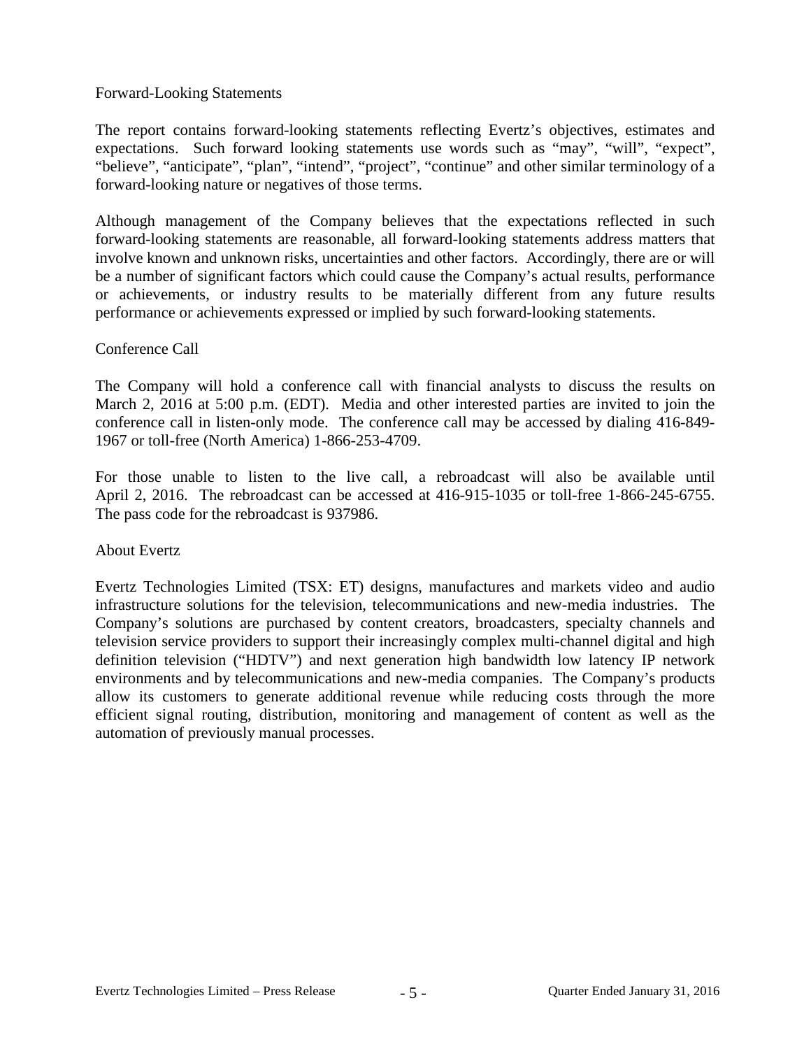## Forward-Looking Statements

The report contains forward-looking statements reflecting Evertz's objectives, estimates and expectations. Such forward looking statements use words such as "may", "will", "expect", "believe", "anticipate", "plan", "intend", "project", "continue" and other similar terminology of a forward-looking nature or negatives of those terms.

Although management of the Company believes that the expectations reflected in such forward-looking statements are reasonable, all forward-looking statements address matters that involve known and unknown risks, uncertainties and other factors. Accordingly, there are or will be a number of significant factors which could cause the Company's actual results, performance or achievements, or industry results to be materially different from any future results performance or achievements expressed or implied by such forward-looking statements.

## Conference Call

The Company will hold a conference call with financial analysts to discuss the results on March 2, 2016 at 5:00 p.m. (EDT). Media and other interested parties are invited to join the conference call in listen-only mode. The conference call may be accessed by dialing 416-849-1967 or toll-free (North America) 1-866-253-4709.

For those unable to listen to the live call, a rebroadcast will also be available until April 2, 2016. The rebroadcast can be accessed at 416-915-1035 or toll-free 1-866-245-6755. The pass code for the rebroadcast is 937986.

## About Evertz

Evertz Technologies Limited (TSX: ET) designs, manufactures and markets video and audio infrastructure solutions for the television, telecommunications and new-media industries. The Company's solutions are purchased by content creators, broadcasters, specialty channels and television service providers to support their increasingly complex multi-channel digital and high definition television ("HDTV") and next generation high bandwidth low latency IP network environments and by telecommunications and new-media companies. The Company's products allow its customers to generate additional revenue while reducing costs through the more efficient signal routing, distribution, monitoring and management of content as well as the automation of previously manual processes.